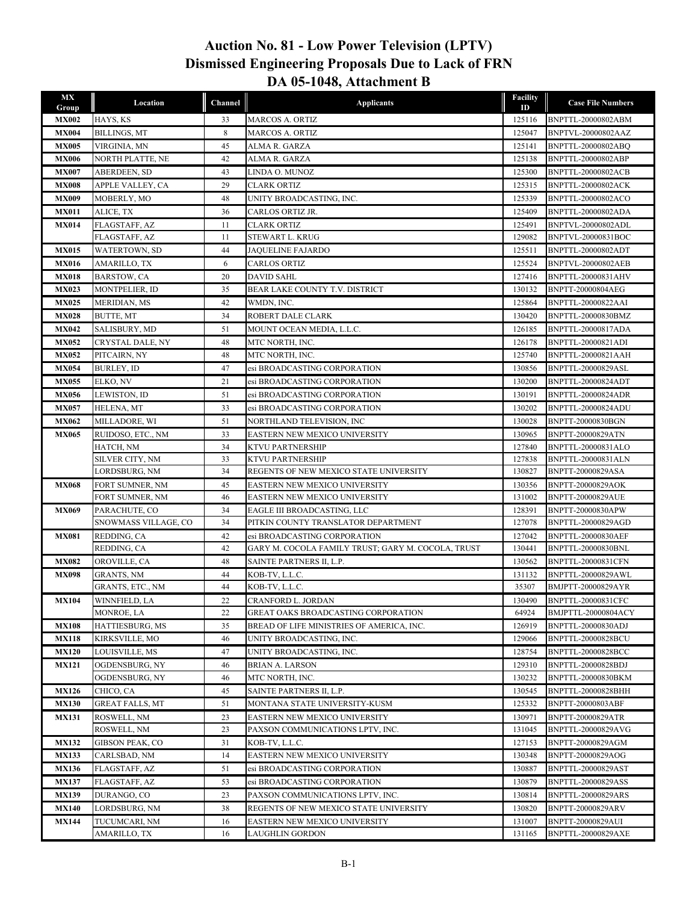# Auction No. 81 - Low Power Television (LPTV)
## Dismissed Engineering Proposals Due to Lack of FRN
## DA 05-1048, Attachment B

| MX Group | Location | Channel | Applicants | Facility ID | Case File Numbers |
|---|---|---|---|---|---|
| **MX002** | HAYS, KS | 33 | MARCOS A. ORTIZ | 125116 | BNPTTL-20000802ABM |
| **MX004** | BILLINGS, MT | 8 | MARCOS A. ORTIZ | 125047 | BNPTVL-20000802AAZ |
| **MX005** | VIRGINIA, MN | 45 | ALMA R. GARZA | 125141 | BNPTTL-20000802ABQ |
| **MX006** | NORTH PLATTE, NE | 42 | ALMA R. GARZA | 125138 | BNPTTL-20000802ABP |
| **MX007** | ABERDEEN, SD | 43 | LINDA O. MUNOZ | 125300 | BNPTTL-20000802ACB |
| **MX008** | APPLE VALLEY, CA | 29 | CLARK ORTIZ | 125315 | BNPTTL-20000802ACK |
| **MX009** | MOBERLY, MO | 48 | UNITY BROADCASTING, INC. | 125339 | BNPTTL-20000802ACO |
| **MX011** | ALICE, TX | 36 | CARLOS ORTIZ JR. | 125409 | BNPTTL-20000802ADA |
| **MX014** | FLAGSTAFF, AZ | 11 | CLARK ORTIZ | 125491 | BNPTVL-20000802ADL |
| | FLAGSTAFF, AZ | 11 | STEWART L. KRUG | 129082 | BNPTVL-20000831BOC |
| **MX015** | WATERTOWN, SD | 44 | JAQUELINE FAJARDO | 125511 | BNPTTL-20000802ADT |
| **MX016** | AMARILLO, TX | 6 | CARLOS ORTIZ | 125524 | BNPTVL-20000802AEB |
| **MX018** | BARSTOW, CA | 20 | DAVID SAHL | 127416 | BNPTTL-20000831AHV |
| **MX023** | MONTPELIER, ID | 35 | BEAR LAKE COUNTY T.V. DISTRICT | 130132 | BNPTT-20000804AEG |
| **MX025** | MERIDIAN, MS | 42 | WMDN, INC. | 125864 | BNPTTL-20000822AAI |
| **MX028** | BUTTE, MT | 34 | ROBERT DALE CLARK | 130420 | BNPTTL-20000830BMZ |
| **MX042** | SALISBURY, MD | 51 | MOUNT OCEAN MEDIA, L.L.C. | 126185 | BNPTTL-20000817ADA |
| **MX052** | CRYSTAL DALE, NY | 48 | MTC NORTH, INC. | 126178 | BNPTTL-20000821ADI |
| **MX052** | PITCAIRN, NY | 48 | MTC NORTH, INC. | 125740 | BNPTTL-20000821AAH |
| **MX054** | BURLEY, ID | 47 | esi BROADCASTING CORPORATION | 130856 | BNPTTL-20000829ASL |
| **MX055** | ELKO, NV | 21 | esi BROADCASTING CORPORATION | 130200 | BNPTTL-20000824ADT |
| **MX056** | LEWISTON, ID | 51 | esi BROADCASTING CORPORATION | 130191 | BNPTTL-20000824ADR |
| **MX057** | HELENA, MT | 33 | esi BROADCASTING CORPORATION | 130202 | BNPTTL-20000824ADU |
| **MX062** | MILLADORE, WI | 51 | NORTHLAND TELEVISION, INC | 130028 | BNPTT-20000830BGN |
| **MX065** | RUIDOSO, ETC., NM | 33 | EASTERN NEW MEXICO UNIVERSITY | 130965 | BNPTT-20000829ATN |
| | HATCH, NM | 34 | KTVU PARTNERSHIP | 127840 | BNPTTL-20000831ALO |
| | SILVER CITY, NM | 33 | KTVU PARTNERSHIP | 127838 | BNPTTL-20000831ALN |
| | LORDSBURG, NM | 34 | REGENTS OF NEW MEXICO STATE UNIVERSITY | 130827 | BNPTT-20000829ASA |
| **MX068** | FORT SUMNER, NM | 45 | EASTERN NEW MEXICO UNIVERSITY | 130356 | BNPTT-20000829AOK |
| | FORT SUMNER, NM | 46 | EASTERN NEW MEXICO UNIVERSITY | 131002 | BNPTT-20000829AUE |
| **MX069** | PARACHUTE, CO | 34 | EAGLE III BROADCASTING, LLC | 128391 | BNPTT-20000830APW |
| | SNOWMASS VILLAGE, CO | 34 | PITKIN COUNTY TRANSLATOR DEPARTMENT | 127078 | BNPTTL-20000829AGD |
| **MX081** | REDDING, CA | 42 | esi BROADCASTING CORPORATION | 127042 | BNPTTL-20000830AEF |
| | REDDING, CA | 42 | GARY M. COCOLA FAMILY TRUST; GARY M. COCOLA, TRUST | 130441 | BNPTTL-20000830BNL |
| **MX082** | OROVILLE, CA | 48 | SAINTE PARTNERS II, L.P. | 130562 | BNPTTL-20000831CFN |
| **MX098** | GRANTS, NM | 44 | KOB-TV, L.L.C. | 131132 | BNPTTL-20000829AWL |
| | GRANTS, ETC., NM | 44 | KOB-TV, L.L.C. | 35307 | BMJPTT-20000829AYR |
| **MX104** | WINNFIELD, LA | 22 | CRANFORD L. JORDAN | 130490 | BNPTTL-20000831CFC |
| | MONROE, LA | 22 | GREAT OAKS BROADCASTING CORPORATION | 64924 | BMJPTTL-20000804ACY |
| **MX108** | HATTIESBURG, MS | 35 | BREAD OF LIFE MINISTRIES OF AMERICA, INC. | 126919 | BNPTTL-20000830ADJ |
| **MX118** | KIRKSVILLE, MO | 46 | UNITY BROADCASTING, INC. | 129066 | BNPTTL-20000828BCU |
| **MX120** | LOUISVILLE, MS | 47 | UNITY BROADCASTING, INC. | 128754 | BNPTTL-20000828BCC |
| **MX121** | OGDENSBURG, NY | 46 | BRIAN A. LARSON | 129310 | BNPTTL-20000828BDJ |
| | OGDENSBURG, NY | 46 | MTC NORTH, INC. | 130232 | BNPTTL-20000830BKM |
| **MX126** | CHICO, CA | 45 | SAINTE PARTNERS II, L.P. | 130545 | BNPTTL-20000828BHH |
| **MX130** | GREAT FALLS, MT | 51 | MONTANA STATE UNIVERSITY-KUSM | 125332 | BNPTT-20000803ABF |
| **MX131** | ROSWELL, NM | 23 | EASTERN NEW MEXICO UNIVERSITY | 130971 | BNPTT-20000829ATR |
| | ROSWELL, NM | 23 | PAXSON COMMUNICATIONS LPTV, INC. | 131045 | BNPTTL-20000829AVG |
| **MX132** | GIBSON PEAK, CO | 31 | KOB-TV, L.L.C. | 127153 | BNPTT-20000829AGM |
| **MX133** | CARLSBAD, NM | 14 | EASTERN NEW MEXICO UNIVERSITY | 130348 | BNPTT-20000829AOG |
| **MX136** | FLAGSTAFF, AZ | 51 | esi BROADCASTING CORPORATION | 130887 | BNPTTL-20000829AST |
| **MX137** | FLAGSTAFF, AZ | 53 | esi BROADCASTING CORPORATION | 130879 | BNPTTL-20000829ASS |
| **MX139** | DURANGO, CO | 23 | PAXSON COMMUNICATIONS LPTV, INC. | 130814 | BNPTTL-20000829ARS |
| **MX140** | LORDSBURG, NM | 38 | REGENTS OF NEW MEXICO STATE UNIVERSITY | 130820 | BNPTT-20000829ARV |
| **MX144** | TUCUMCARI, NM | 16 | EASTERN NEW MEXICO UNIVERSITY | 131007 | BNPTT-20000829AUI |
| | AMARILLO, TX | 16 | LAUGHLIN GORDON | 131165 | BNPTTL-20000829AXE |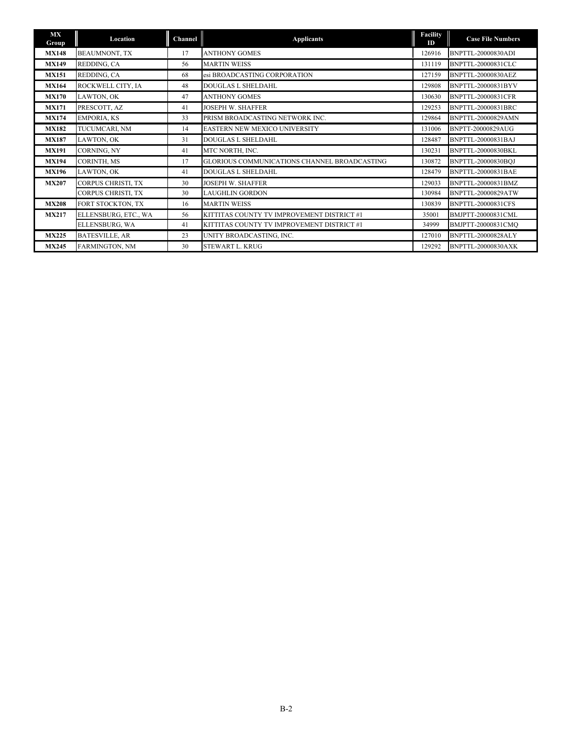| MX Group | Location | Channel | Applicants | Facility ID | Case File Numbers |
|---|---|---|---|---|---|
| **MX148** | BEAUMNONT, TX | 17 | ANTHONY GOMES | 126916 | BNPTTL-20000830ADI |
| **MX149** | REDDING, CA | 56 | MARTIN WEISS | 131119 | BNPTTL-20000831CLC |
| **MX151** | REDDING, CA | 68 | esi BROADCASTING CORPORATION | 127159 | BNPTTL-20000830AEZ |
| **MX164** | ROCKWELL CITY, IA | 48 | DOUGLAS L SHELDAHL | 129808 | BNPTTL-20000831BYV |
| **MX170** | LAWTON, OK | 47 | ANTHONY GOMES | 130630 | BNPTTL-20000831CFR |
| **MX171** | PRESCOTT, AZ | 41 | JOSEPH W. SHAFFER | 129253 | BNPTTL-20000831BRC |
| **MX174** | EMPORIA, KS | 33 | PRISM BROADCASTING NETWORK INC. | 129864 | BNPTTL-20000829AMN |
| **MX182** | TUCUMCARI, NM | 14 | EASTERN NEW MEXICO UNIVERSITY | 131006 | BNPTT-20000829AUG |
| **MX187** | LAWTON, OK | 31 | DOUGLAS L SHELDAHL | 128487 | BNPTTL-20000831BAJ |
| **MX191** | CORNING, NY | 41 | MTC NORTH, INC. | 130231 | BNPTTL-20000830BKL |
| **MX194** | CORINTH, MS | 17 | GLORIOUS COMMUNICATIONS CHANNEL BROADCASTING | 130872 | BNPTTL-20000830BQJ |
| **MX196** | LAWTON, OK | 41 | DOUGLAS L SHELDAHL | 128479 | BNPTTL-20000831BAE |
| **MX207** | CORPUS CHRISTI, TX | 30 | JOSEPH W. SHAFFER | 129033 | BNPTTL-20000831BMZ |
| | CORPUS CHRISTI, TX | 30 | LAUGHLIN GORDON | 130984 | BNPTTL-20000829ATW |
| **MX208** | FORT STOCKTON, TX | 16 | MARTIN WEISS | 130839 | BNPTTL-20000831CFS |
| **MX217** | ELLENSBURG, ETC., WA | 56 | KITTITAS COUNTY TV IMPROVEMENT DISTRICT #1 | 35001 | BMJPTT-20000831CML |
| | ELLENSBURG, WA | 41 | KITTITAS COUNTY TV IMPROVEMENT DISTRICT #1 | 34999 | BMJPTT-20000831CMQ |
| **MX225** | BATESVILLE, AR | 23 | UNITY BROADCASTING, INC. | 127010 | BNPTTL-20000828ALY |
| **MX245** | FARMINGTON, NM | 30 | STEWART L. KRUG | 129292 | BNPTTL-20000830AXK |